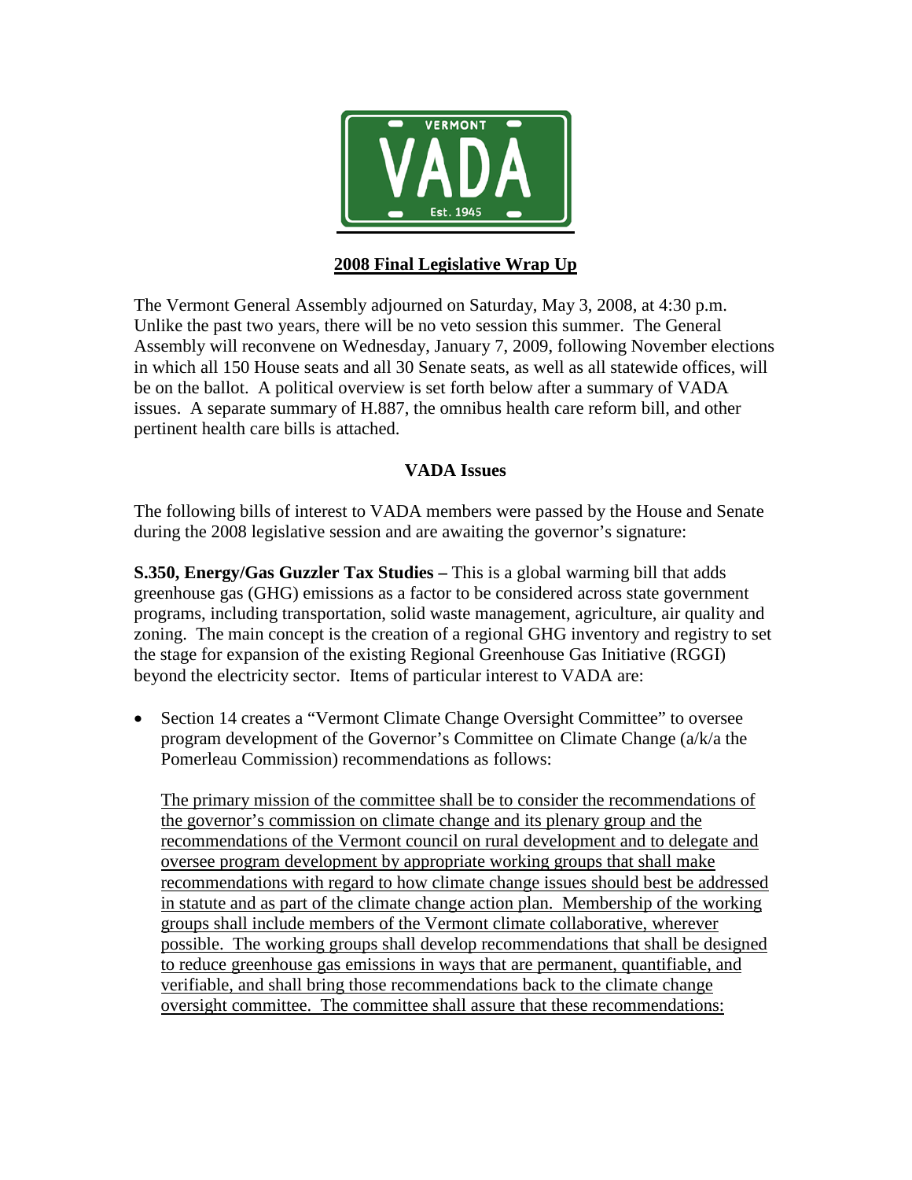VERMONT

VADA

Est. 1945

## 2008 Final Legislative Wrap Up

The Vermont General Assembly adjourned on Saturday, May 3, 2008, at 4:30 p.m. Unlike the past two years, there will be no veto session this summer. The General Assembly will reconvene on Wednesday, January 7, 2009, following November elections in which all 150 House seats and all 30 Senate seats, as well as all statewide offices, will be on the ballot. A political overview is set forth below after a summary of VADA issues. A separate summary of H.887, the omnibus health care reform bill, and other pertinent health care bills is attached.

### VADA Issues

The following bills of interest to VADA members were passed by the House and Senate during the 2008 legislative session and are awaiting the governor's signature:

**S.350, Energy/Gas Guzzler Tax Studies –** This is a global warming bill that adds greenhouse gas (GHG) emissions as a factor to be considered across state government programs, including transportation, solid waste management, agriculture, air quality and zoning. The main concept is the creation of a regional GHG inventory and registry to set the stage for expansion of the existing Regional Greenhouse Gas Initiative (RGGI) beyond the electricity sector. Items of particular interest to VADA are:

- Section 14 creates a "Vermont Climate Change Oversight Committee" to oversee program development of the Governor's Committee on Climate Change (a/k/a the Pomerleau Commission) recommendations as follows:

  <u>The primary mission of the committee shall be to consider the recommendations of the governor's commission on climate change and its plenary group and the recommendations of the Vermont council on rural development and to delegate and oversee program development by appropriate working groups that shall make recommendations with regard to how climate change issues should best be addressed in statute and as part of the climate change action plan. Membership of the working groups shall include members of the Vermont climate collaborative, wherever possible. The working groups shall develop recommendations that shall be designed to reduce greenhouse gas emissions in ways that are permanent, quantifiable, and verifiable, and shall bring those recommendations back to the climate change oversight committee. The committee shall assure that these recommendations:</u>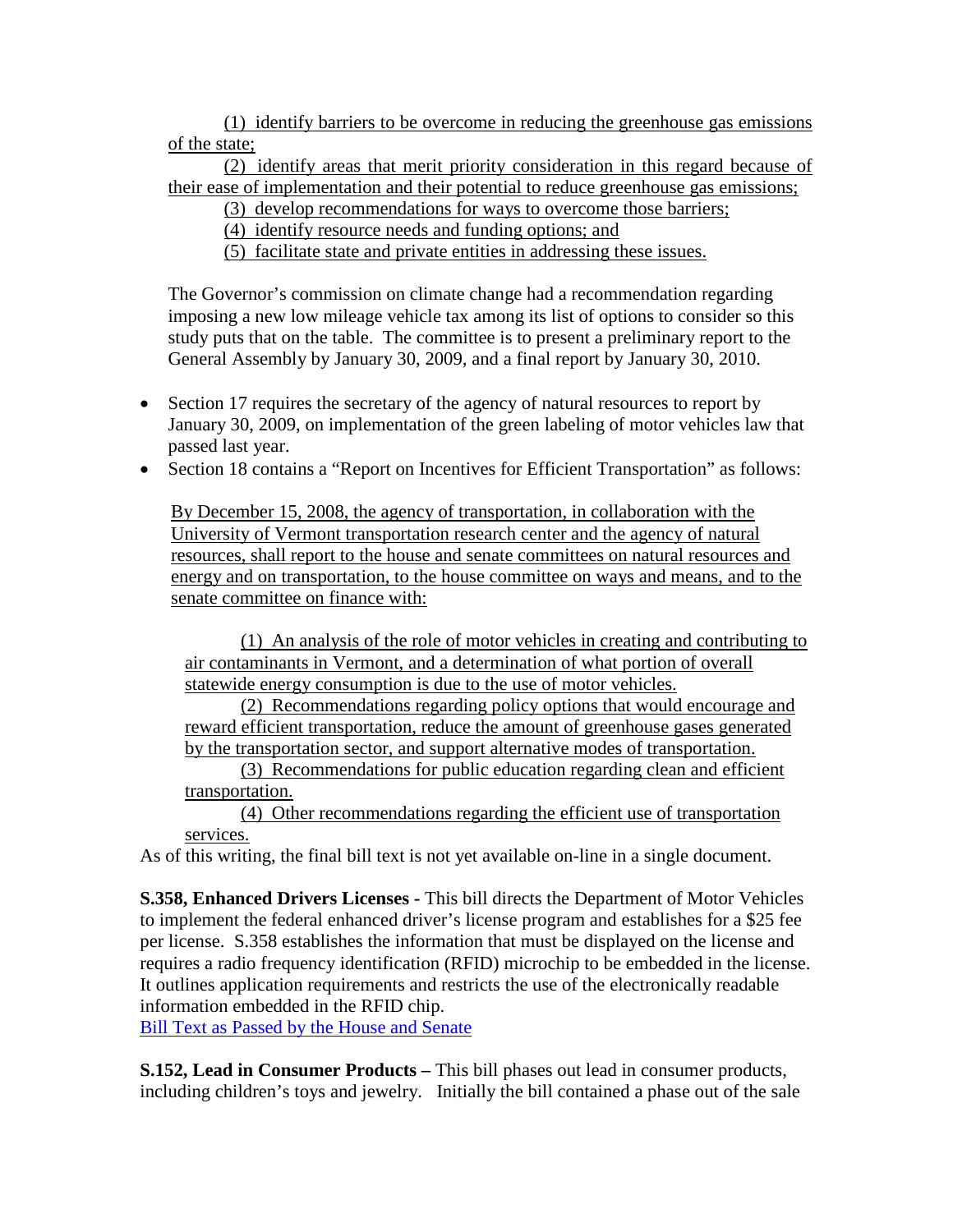(1) identify barriers to be overcome in reducing the greenhouse gas emissions of the state;

(2) identify areas that merit priority consideration in this regard because of their ease of implementation and their potential to reduce greenhouse gas emissions;

(3) develop recommendations for ways to overcome those barriers;

(4) identify resource needs and funding options; and

(5) facilitate state and private entities in addressing these issues.

The Governor's commission on climate change had a recommendation regarding imposing a new low mileage vehicle tax among its list of options to consider so this study puts that on the table. The committee is to present a preliminary report to the General Assembly by January 30, 2009, and a final report by January 30, 2010.

- Section 17 requires the secretary of the agency of natural resources to report by January 30, 2009, on implementation of the green labeling of motor vehicles law that passed last year.
- Section 18 contains a "Report on Incentives for Efficient Transportation" as follows:

By December 15, 2008, the agency of transportation, in collaboration with the University of Vermont transportation research center and the agency of natural resources, shall report to the house and senate committees on natural resources and energy and on transportation, to the house committee on ways and means, and to the senate committee on finance with:

(1) An analysis of the role of motor vehicles in creating and contributing to air contaminants in Vermont, and a determination of what portion of overall statewide energy consumption is due to the use of motor vehicles.

(2) Recommendations regarding policy options that would encourage and reward efficient transportation, reduce the amount of greenhouse gases generated by the transportation sector, and support alternative modes of transportation.

(3) Recommendations for public education regarding clean and efficient transportation.

(4) Other recommendations regarding the efficient use of transportation services.

As of this writing, the final bill text is not yet available on-line in a single document.

**S.358, Enhanced Drivers Licenses -** This bill directs the Department of Motor Vehicles to implement the federal enhanced driver's license program and establishes for a $25 fee per license. S.358 establishes the information that must be displayed on the license and requires a radio frequency identification (RFID) microchip to be embedded in the license. It outlines application requirements and restricts the use of the electronically readable information embedded in the RFID chip.
Bill Text as Passed by the House and Senate

**S.152, Lead in Consumer Products –** This bill phases out lead in consumer products, including children's toys and jewelry. Initially the bill contained a phase out of the sale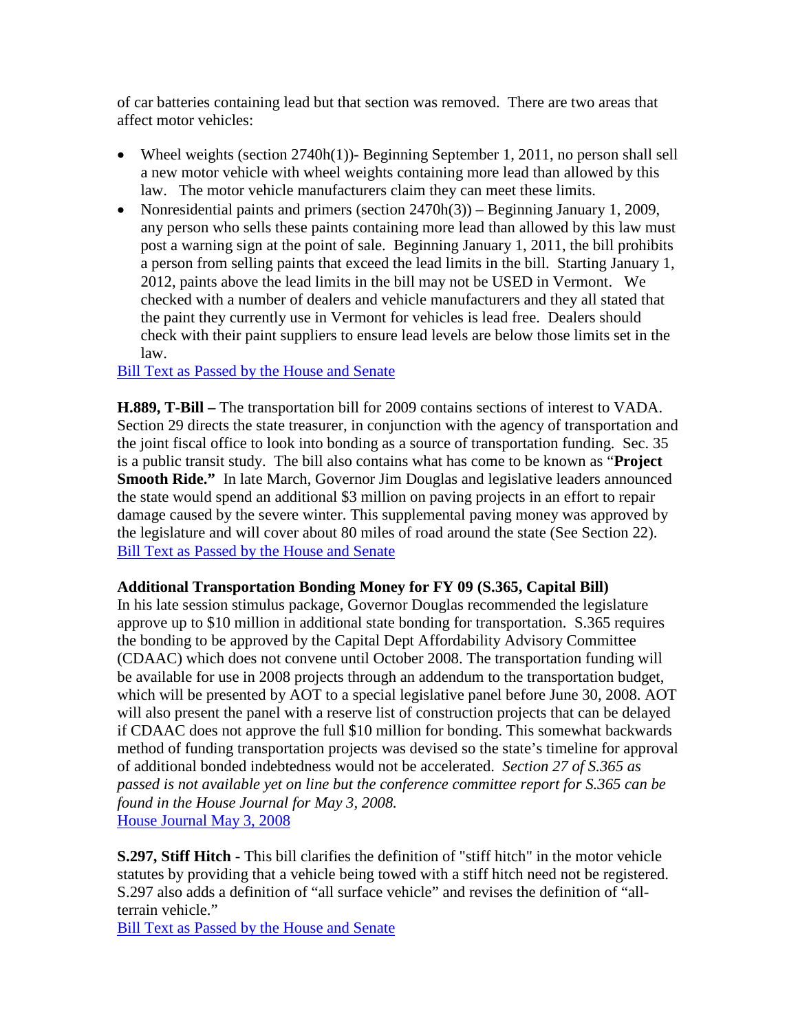of car batteries containing lead but that section was removed. There are two areas that affect motor vehicles:

- Wheel weights (section 2740h(1))- Beginning September 1, 2011, no person shall sell a new motor vehicle with wheel weights containing more lead than allowed by this law. The motor vehicle manufacturers claim they can meet these limits.
- Nonresidential paints and primers (section 2470h(3)) – Beginning January 1, 2009, any person who sells these paints containing more lead than allowed by this law must post a warning sign at the point of sale. Beginning January 1, 2011, the bill prohibits a person from selling paints that exceed the lead limits in the bill. Starting January 1, 2012, paints above the lead limits in the bill may not be USED in Vermont. We checked with a number of dealers and vehicle manufacturers and they all stated that the paint they currently use in Vermont for vehicles is lead free. Dealers should check with their paint suppliers to ensure lead levels are below those limits set in the law.

Bill Text as Passed by the House and Senate

**H.889, T-Bill –** The transportation bill for 2009 contains sections of interest to VADA. Section 29 directs the state treasurer, in conjunction with the agency of transportation and the joint fiscal office to look into bonding as a source of transportation funding. Sec. 35 is a public transit study. The bill also contains what has come to be known as "**Project Smooth Ride."** In late March, Governor Jim Douglas and legislative leaders announced the state would spend an additional $3 million on paving projects in an effort to repair damage caused by the severe winter. This supplemental paving money was approved by the legislature and will cover about 80 miles of road around the state (See Section 22).
Bill Text as Passed by the House and Senate

**Additional Transportation Bonding Money for FY 09 (S.365, Capital Bill)**
In his late session stimulus package, Governor Douglas recommended the legislature approve up to $10 million in additional state bonding for transportation. S.365 requires the bonding to be approved by the Capital Dept Affordability Advisory Committee (CDAAC) which does not convene until October 2008. The transportation funding will be available for use in 2008 projects through an addendum to the transportation budget, which will be presented by AOT to a special legislative panel before June 30, 2008. AOT will also present the panel with a reserve list of construction projects that can be delayed if CDAAC does not approve the full $10 million for bonding. This somewhat backwards method of funding transportation projects was devised so the state's timeline for approval of additional bonded indebtedness would not be accelerated. *Section 27 of S.365 as passed is not available yet on line but the conference committee report for S.365 can be found in the House Journal for May 3, 2008.*
House Journal May 3, 2008

**S.297, Stiff Hitch** - This bill clarifies the definition of "stiff hitch" in the motor vehicle statutes by providing that a vehicle being towed with a stiff hitch need not be registered. S.297 also adds a definition of "all surface vehicle" and revises the definition of "all-terrain vehicle."
Bill Text as Passed by the House and Senate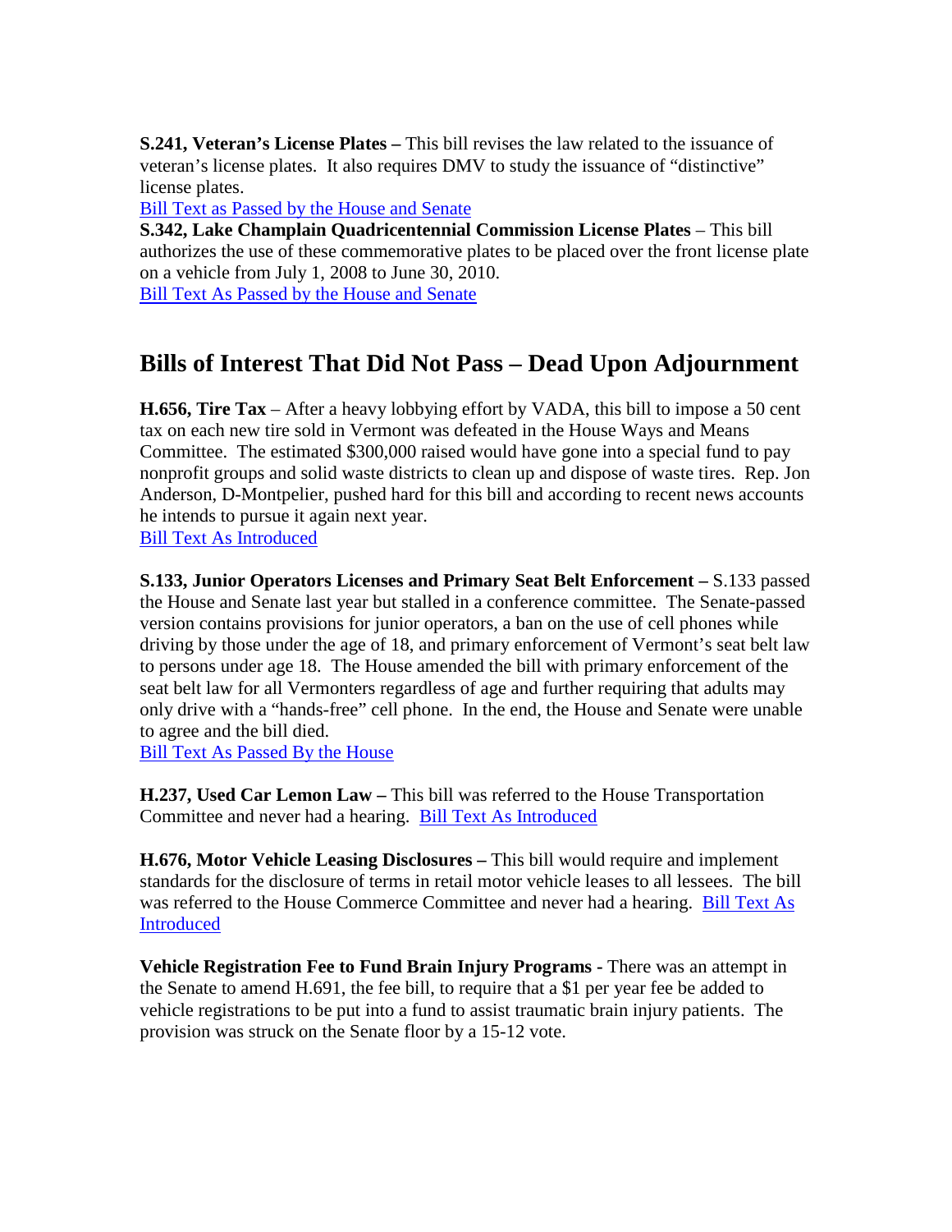**S.241, Veteran's License Plates –** This bill revises the law related to the issuance of veteran's license plates. It also requires DMV to study the issuance of "distinctive" license plates.

Bill Text as Passed by the House and Senate

**S.342, Lake Champlain Quadricentennial Commission License Plates** – This bill authorizes the use of these commemorative plates to be placed over the front license plate on a vehicle from July 1, 2008 to June 30, 2010.

Bill Text As Passed by the House and Senate

## Bills of Interest That Did Not Pass – Dead Upon Adjournment

**H.656, Tire Tax** – After a heavy lobbying effort by VADA, this bill to impose a 50 cent tax on each new tire sold in Vermont was defeated in the House Ways and Means Committee. The estimated $300,000 raised would have gone into a special fund to pay nonprofit groups and solid waste districts to clean up and dispose of waste tires. Rep. Jon Anderson, D-Montpelier, pushed hard for this bill and according to recent news accounts he intends to pursue it again next year.

Bill Text As Introduced

**S.133, Junior Operators Licenses and Primary Seat Belt Enforcement –** S.133 passed the House and Senate last year but stalled in a conference committee. The Senate-passed version contains provisions for junior operators, a ban on the use of cell phones while driving by those under the age of 18, and primary enforcement of Vermont's seat belt law to persons under age 18. The House amended the bill with primary enforcement of the seat belt law for all Vermonters regardless of age and further requiring that adults may only drive with a "hands-free" cell phone. In the end, the House and Senate were unable to agree and the bill died.

Bill Text As Passed By the House

**H.237, Used Car Lemon Law –** This bill was referred to the House Transportation Committee and never had a hearing. Bill Text As Introduced

**H.676, Motor Vehicle Leasing Disclosures –** This bill would require and implement standards for the disclosure of terms in retail motor vehicle leases to all lessees. The bill was referred to the House Commerce Committee and never had a hearing. Bill Text As Introduced

**Vehicle Registration Fee to Fund Brain Injury Programs** - There was an attempt in the Senate to amend H.691, the fee bill, to require that a $1 per year fee be added to vehicle registrations to be put into a fund to assist traumatic brain injury patients. The provision was struck on the Senate floor by a 15-12 vote.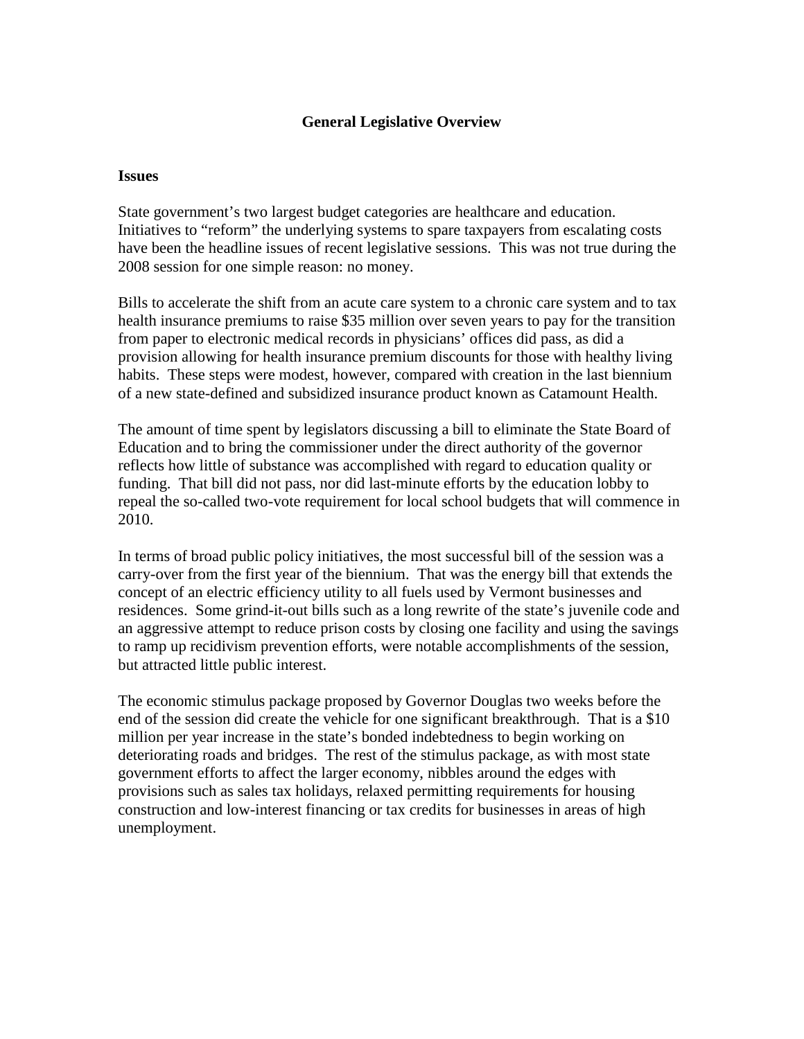# General Legislative Overview

## Issues

State government's two largest budget categories are healthcare and education. Initiatives to "reform" the underlying systems to spare taxpayers from escalating costs have been the headline issues of recent legislative sessions. This was not true during the 2008 session for one simple reason: no money.

Bills to accelerate the shift from an acute care system to a chronic care system and to tax health insurance premiums to raise $35 million over seven years to pay for the transition from paper to electronic medical records in physicians' offices did pass, as did a provision allowing for health insurance premium discounts for those with healthy living habits. These steps were modest, however, compared with creation in the last biennium of a new state-defined and subsidized insurance product known as Catamount Health.

The amount of time spent by legislators discussing a bill to eliminate the State Board of Education and to bring the commissioner under the direct authority of the governor reflects how little of substance was accomplished with regard to education quality or funding. That bill did not pass, nor did last-minute efforts by the education lobby to repeal the so-called two-vote requirement for local school budgets that will commence in 2010.

In terms of broad public policy initiatives, the most successful bill of the session was a carry-over from the first year of the biennium. That was the energy bill that extends the concept of an electric efficiency utility to all fuels used by Vermont businesses and residences. Some grind-it-out bills such as a long rewrite of the state's juvenile code and an aggressive attempt to reduce prison costs by closing one facility and using the savings to ramp up recidivism prevention efforts, were notable accomplishments of the session, but attracted little public interest.

The economic stimulus package proposed by Governor Douglas two weeks before the end of the session did create the vehicle for one significant breakthrough. That is a $10 million per year increase in the state's bonded indebtedness to begin working on deteriorating roads and bridges. The rest of the stimulus package, as with most state government efforts to affect the larger economy, nibbles around the edges with provisions such as sales tax holidays, relaxed permitting requirements for housing construction and low-interest financing or tax credits for businesses in areas of high unemployment.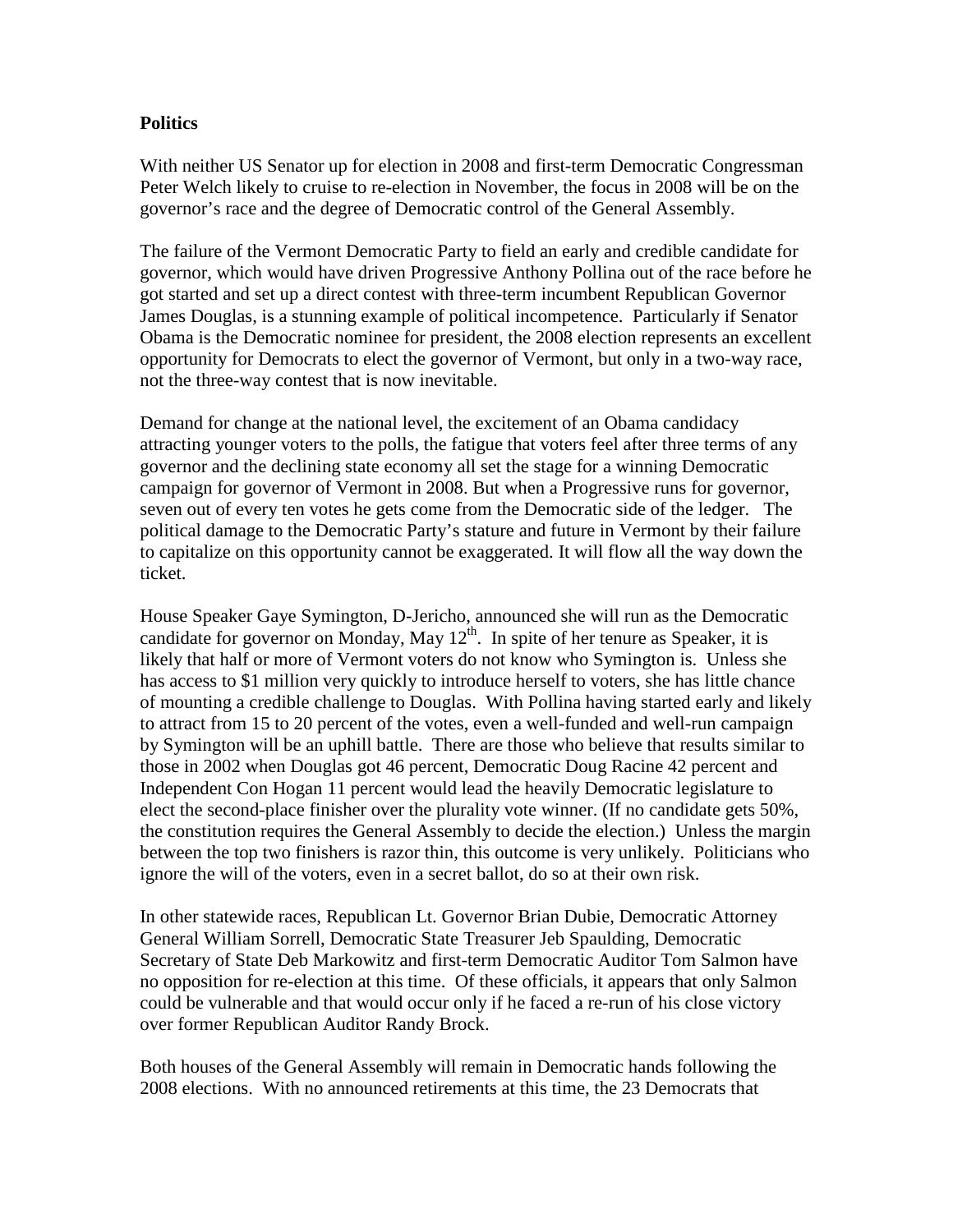**Politics**

With neither US Senator up for election in 2008 and first-term Democratic Congressman Peter Welch likely to cruise to re-election in November, the focus in 2008 will be on the governor's race and the degree of Democratic control of the General Assembly.

The failure of the Vermont Democratic Party to field an early and credible candidate for governor, which would have driven Progressive Anthony Pollina out of the race before he got started and set up a direct contest with three-term incumbent Republican Governor James Douglas, is a stunning example of political incompetence. Particularly if Senator Obama is the Democratic nominee for president, the 2008 election represents an excellent opportunity for Democrats to elect the governor of Vermont, but only in a two-way race, not the three-way contest that is now inevitable.

Demand for change at the national level, the excitement of an Obama candidacy attracting younger voters to the polls, the fatigue that voters feel after three terms of any governor and the declining state economy all set the stage for a winning Democratic campaign for governor of Vermont in 2008. But when a Progressive runs for governor, seven out of every ten votes he gets come from the Democratic side of the ledger. The political damage to the Democratic Party's stature and future in Vermont by their failure to capitalize on this opportunity cannot be exaggerated. It will flow all the way down the ticket.

House Speaker Gaye Symington, D-Jericho, announced she will run as the Democratic candidate for governor on Monday, May 12th. In spite of her tenure as Speaker, it is likely that half or more of Vermont voters do not know who Symington is. Unless she has access to $1 million very quickly to introduce herself to voters, she has little chance of mounting a credible challenge to Douglas. With Pollina having started early and likely to attract from 15 to 20 percent of the votes, even a well-funded and well-run campaign by Symington will be an uphill battle. There are those who believe that results similar to those in 2002 when Douglas got 46 percent, Democratic Doug Racine 42 percent and Independent Con Hogan 11 percent would lead the heavily Democratic legislature to elect the second-place finisher over the plurality vote winner. (If no candidate gets 50%, the constitution requires the General Assembly to decide the election.) Unless the margin between the top two finishers is razor thin, this outcome is very unlikely. Politicians who ignore the will of the voters, even in a secret ballot, do so at their own risk.

In other statewide races, Republican Lt. Governor Brian Dubie, Democratic Attorney General William Sorrell, Democratic State Treasurer Jeb Spaulding, Democratic Secretary of State Deb Markowitz and first-term Democratic Auditor Tom Salmon have no opposition for re-election at this time. Of these officials, it appears that only Salmon could be vulnerable and that would occur only if he faced a re-run of his close victory over former Republican Auditor Randy Brock.

Both houses of the General Assembly will remain in Democratic hands following the 2008 elections. With no announced retirements at this time, the 23 Democrats that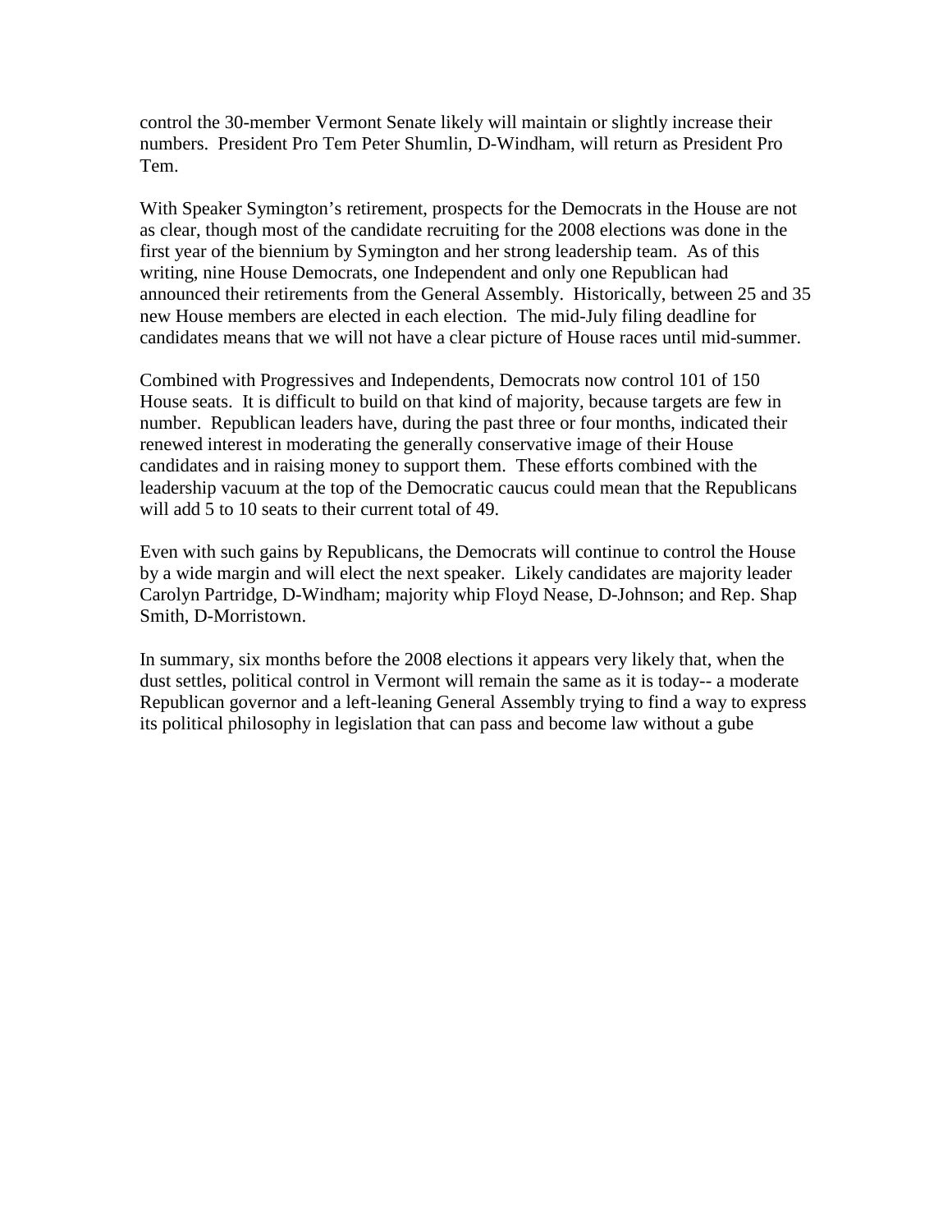control the 30-member Vermont Senate likely will maintain or slightly increase their numbers. President Pro Tem Peter Shumlin, D-Windham, will return as President Pro Tem.

With Speaker Symington's retirement, prospects for the Democrats in the House are not as clear, though most of the candidate recruiting for the 2008 elections was done in the first year of the biennium by Symington and her strong leadership team. As of this writing, nine House Democrats, one Independent and only one Republican had announced their retirements from the General Assembly. Historically, between 25 and 35 new House members are elected in each election. The mid-July filing deadline for candidates means that we will not have a clear picture of House races until mid-summer.

Combined with Progressives and Independents, Democrats now control 101 of 150 House seats. It is difficult to build on that kind of majority, because targets are few in number. Republican leaders have, during the past three or four months, indicated their renewed interest in moderating the generally conservative image of their House candidates and in raising money to support them. These efforts combined with the leadership vacuum at the top of the Democratic caucus could mean that the Republicans will add 5 to 10 seats to their current total of 49.

Even with such gains by Republicans, the Democrats will continue to control the House by a wide margin and will elect the next speaker. Likely candidates are majority leader Carolyn Partridge, D-Windham; majority whip Floyd Nease, D-Johnson; and Rep. Shap Smith, D-Morristown.

In summary, six months before the 2008 elections it appears very likely that, when the dust settles, political control in Vermont will remain the same as it is today-- a moderate Republican governor and a left-leaning General Assembly trying to find a way to express its political philosophy in legislation that can pass and become law without a gube